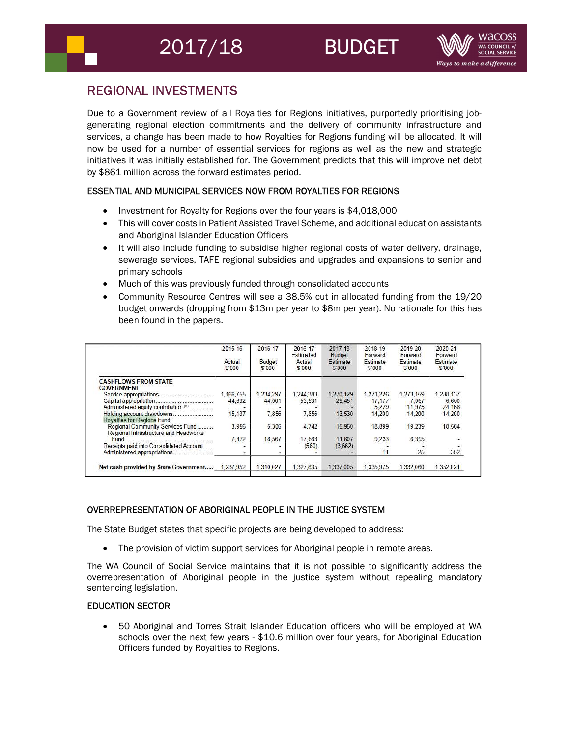## REGIONAL INVESTMENTS

Due to a Government review of all Royalties for Regions initiatives, purportedly prioritising job-generating regional election commitments and the delivery of community infrastructure and services, a change has been made to how Royalties for Regions funding will be allocated. It will now be used for a number of essential services for regions as well as the new and strategic initiatives it was initially established for. The Government predicts that this will improve net debt by $861 million across the forward estimates period.

### ESSENTIAL AND MUNICIPAL SERVICES NOW FROM ROYALTIES FOR REGIONS

- Investment for Royalty for Regions over the four years is $4,018,000
- This will cover costs in Patient Assisted Travel Scheme, and additional education assistants and Aboriginal Islander Education Officers
- It will also include funding to subsidise higher regional costs of water delivery, drainage, sewerage services, TAFE regional subsidies and upgrades and expansions to senior and primary schools
- Much of this was previously funded through consolidated accounts
- Community Resource Centres will see a 38.5% cut in allocated funding from the 19/20 budget onwards (dropping from $13m per year to $8m per year). No rationale for this has been found in the papers.

| | 2015-16 Actual $'000 | 2016-17 Budget $'000 | 2016-17 Estimated Actual $'000 | 2017-18 Budget Estimate $'000 | 2018-19 Forward Estimate $'000 | 2019-20 Forward Estimate $'000 | 2020-21 Forward Estimate $'000 |
|---|---|---|---|---|---|---|---|
| **CASHFLOWS FROM STATE GOVERNMENT** | | | | | | | |
| Service appropriations | 1,166,755 | 1,234,297 | 1,244,383 | 1,270,129 | 1,271,226 | 1,273,159 | 1,288,137 |
| Capital appropriation | 44,632 | 44,001 | 53,531 | 29,451 | 17,177 | 7,067 | 6,600 |
| Administered equity contribution (b) | - | - | - | - | 5,229 | 11,975 | 24,168 |
| Holding account drawdowns | 15,137 | 7,856 | 7,856 | 13,530 | 14,200 | 14,200 | 14,200 |
| Royalties for Regions Fund: | | | | | | | |
| Regional Community Services Fund | 3,956 | 5,305 | 4,742 | 15,950 | 18,899 | 19,239 | 18,564 |
| Regional Infrastructure and Headworks Fund | 7,472 | 18,567 | 17,883 | 11,607 | 9,233 | 6,395 | - |
| Receipts paid into Consolidated Account | - | - | (560) | (3,662) | - | - | - |
| Administered appropriations | - | - | - | - | 11 | 25 | 352 |
| **Net cash provided by State Government** | 1,237,952 | 1,310,027 | 1,327,835 | 1,337,005 | 1,335,975 | 1,332,060 | 1,352,021 |

### OVERREPRESENTATION OF ABORIGINAL PEOPLE IN THE JUSTICE SYSTEM

The State Budget states that specific projects are being developed to address:

- The provision of victim support services for Aboriginal people in remote areas.

The WA Council of Social Service maintains that it is not possible to significantly address the overrepresentation of Aboriginal people in the justice system without repealing mandatory sentencing legislation.

### EDUCATION SECTOR

- 50 Aboriginal and Torres Strait Islander Education officers who will be employed at WA schools over the next few years - $10.6 million over four years, for Aboriginal Education Officers funded by Royalties to Regions.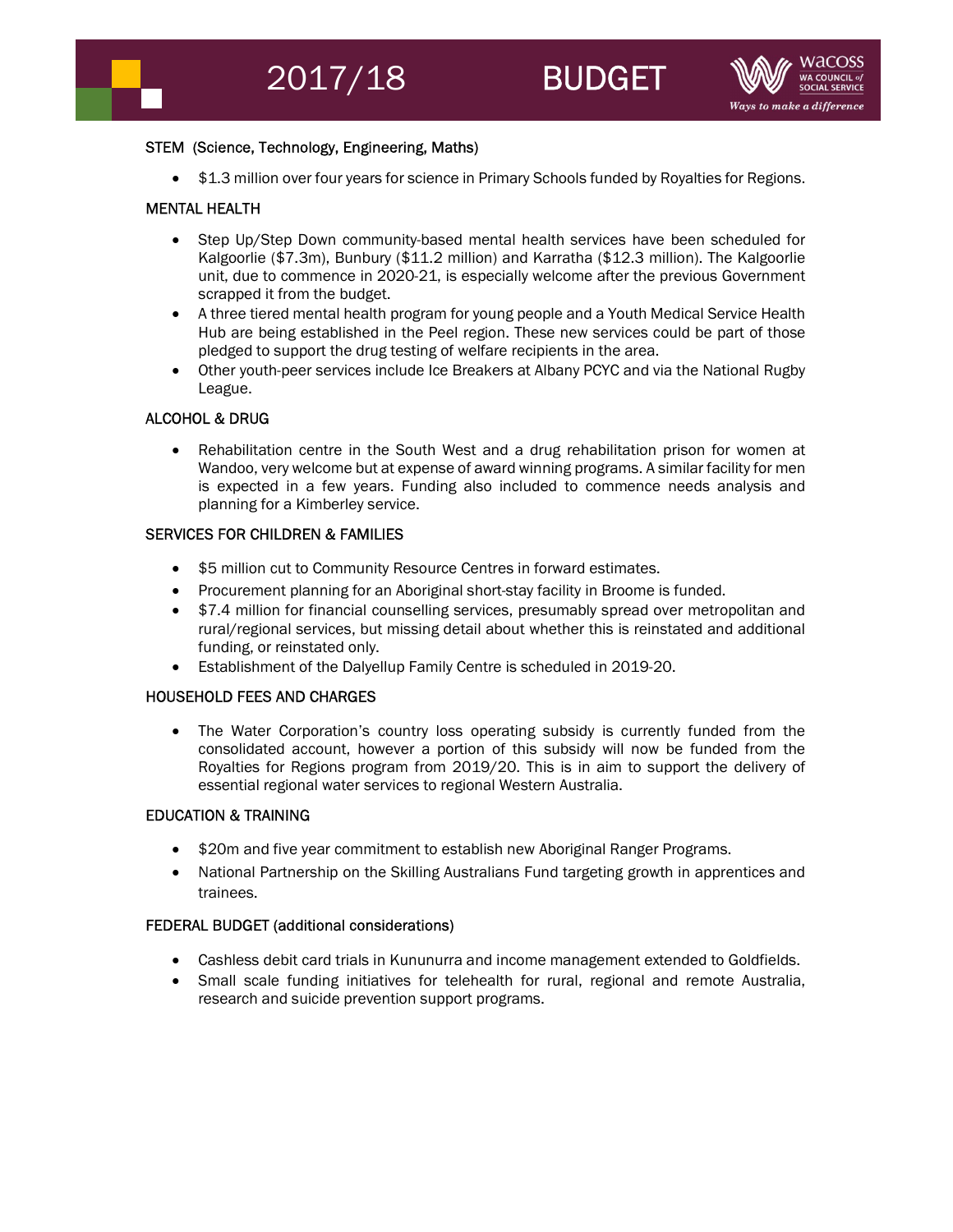## STEM (Science, Technology, Engineering, Maths)

- $1.3 million over four years for science in Primary Schools funded by Royalties for Regions.

## MENTAL HEALTH

- Step Up/Step Down community-based mental health services have been scheduled for Kalgoorlie ($7.3m), Bunbury ($11.2 million) and Karratha ($12.3 million). The Kalgoorlie unit, due to commence in 2020-21, is especially welcome after the previous Government scrapped it from the budget.
- A three tiered mental health program for young people and a Youth Medical Service Health Hub are being established in the Peel region. These new services could be part of those pledged to support the drug testing of welfare recipients in the area.
- Other youth-peer services include Ice Breakers at Albany PCYC and via the National Rugby League.

## ALCOHOL & DRUG

- Rehabilitation centre in the South West and a drug rehabilitation prison for women at Wandoo, very welcome but at expense of award winning programs. A similar facility for men is expected in a few years. Funding also included to commence needs analysis and planning for a Kimberley service.

## SERVICES FOR CHILDREN & FAMILIES

- $5 million cut to Community Resource Centres in forward estimates.
- Procurement planning for an Aboriginal short-stay facility in Broome is funded.
- $7.4 million for financial counselling services, presumably spread over metropolitan and rural/regional services, but missing detail about whether this is reinstated and additional funding, or reinstated only.
- Establishment of the Dalyellup Family Centre is scheduled in 2019-20.

## HOUSEHOLD FEES AND CHARGES

- The Water Corporation's country loss operating subsidy is currently funded from the consolidated account, however a portion of this subsidy will now be funded from the Royalties for Regions program from 2019/20. This is in aim to support the delivery of essential regional water services to regional Western Australia.

## EDUCATION & TRAINING

- $20m and five year commitment to establish new Aboriginal Ranger Programs.
- National Partnership on the Skilling Australians Fund targeting growth in apprentices and trainees.

## FEDERAL BUDGET (additional considerations)

- Cashless debit card trials in Kununurra and income management extended to Goldfields.
- Small scale funding initiatives for telehealth for rural, regional and remote Australia, research and suicide prevention support programs.